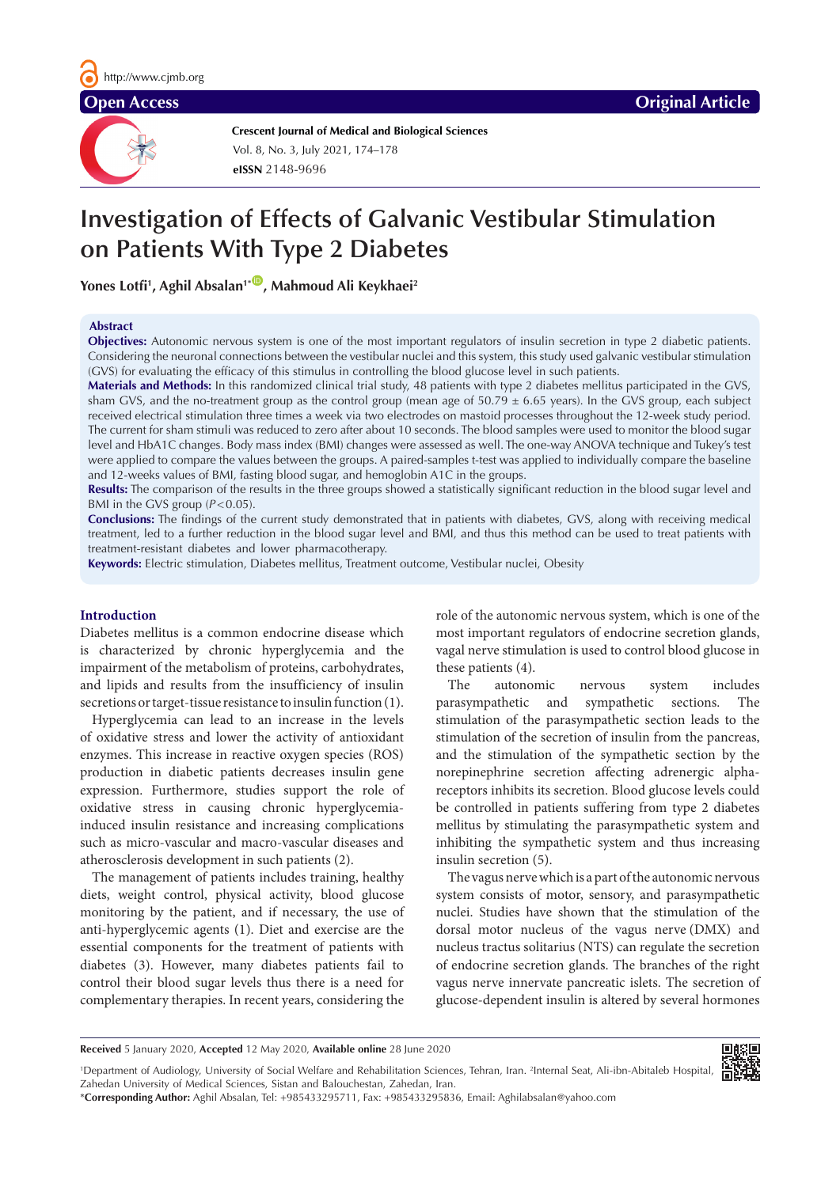# Investigation of Effects of Galvanic Vestibular Stimulation on Patients With Type 2 Diabetes

**Yones Lotfi[1], Aghil Absalan[1*], Mahmoud Ali Keykhaei[2]**

## Abstract

**Objectives:** Autonomic nervous system is one of the most important regulators of insulin secretion in type 2 diabetic patients. Considering the neuronal connections between the vestibular nuclei and this system, this study used galvanic vestibular stimulation (GVS) for evaluating the efficacy of this stimulus in controlling the blood glucose level in such patients.

**Materials and Methods:** In this randomized clinical trial study, 48 patients with type 2 diabetes mellitus participated in the GVS, sham GVS, and the no-treatment group as the control group (mean age of 50.79 ± 6.65 years). In the GVS group, each subject received electrical stimulation three times a week via two electrodes on mastoid processes throughout the 12-week study period. The current for sham stimuli was reduced to zero after about 10 seconds. The blood samples were used to monitor the blood sugar level and HbA1C changes. Body mass index (BMI) changes were assessed as well. The one-way ANOVA technique and Tukey's test were applied to compare the values between the groups. A paired-samples t-test was applied to individually compare the baseline and 12-weeks values of BMI, fasting blood sugar, and hemoglobin A1C in the groups.

**Results:** The comparison of the results in the three groups showed a statistically significant reduction in the blood sugar level and BMI in the GVS group ($P<0.05$).

**Conclusions:** The findings of the current study demonstrated that in patients with diabetes, GVS, along with receiving medical treatment, led to a further reduction in the blood sugar level and BMI, and thus this method can be used to treat patients with treatment-resistant diabetes and lower pharmacotherapy.

**Keywords:** Electric stimulation, Diabetes mellitus, Treatment outcome, Vestibular nuclei, Obesity

## Introduction

Diabetes mellitus is a common endocrine disease which is characterized by chronic hyperglycemia and the impairment of the metabolism of proteins, carbohydrates, and lipids and results from the insufficiency of insulin secretions or target-tissue resistance to insulin function (1).

Hyperglycemia can lead to an increase in the levels of oxidative stress and lower the activity of antioxidant enzymes. This increase in reactive oxygen species (ROS) production in diabetic patients decreases insulin gene expression. Furthermore, studies support the role of oxidative stress in causing chronic hyperglycemia-induced insulin resistance and increasing complications such as micro-vascular and macro-vascular diseases and atherosclerosis development in such patients (2).

The management of patients includes training, healthy diets, weight control, physical activity, blood glucose monitoring by the patient, and if necessary, the use of anti-hyperglycemic agents (1). Diet and exercise are the essential components for the treatment of patients with diabetes (3). However, many diabetes patients fail to control their blood sugar levels thus there is a need for complementary therapies. In recent years, considering the role of the autonomic nervous system, which is one of the most important regulators of endocrine secretion glands, vagal nerve stimulation is used to control blood glucose in these patients (4).

The autonomic nervous system includes parasympathetic and sympathetic sections. The stimulation of the parasympathetic section leads to the stimulation of the secretion of insulin from the pancreas, and the stimulation of the sympathetic section by the norepinephrine secretion affecting adrenergic alpha-receptors inhibits its secretion. Blood glucose levels could be controlled in patients suffering from type 2 diabetes mellitus by stimulating the parasympathetic system and inhibiting the sympathetic system and thus increasing insulin secretion (5).

The vagus nerve which is a part of the autonomic nervous system consists of motor, sensory, and parasympathetic nuclei. Studies have shown that the stimulation of the dorsal motor nucleus of the vagus nerve (DMX) and nucleus tractus solitarius (NTS) can regulate the secretion of endocrine secretion glands. The branches of the right vagus nerve innervate pancreatic islets. The secretion of glucose-dependent insulin is altered by several hormones

**Received** 5 January 2020, **Accepted** 12 May 2020, **Available online** 28 June 2020

[1]Department of Audiology, University of Social Welfare and Rehabilitation Sciences, Tehran, Iran. [2]Internal Seat, Ali-ibn-Abitaleb Hospital, Zahedan University of Medical Sciences, Sistan and Balouchestan, Zahedan, Iran.

*__Corresponding Author:__ Aghil Absalan, Tel: +985433295711, Fax: +985433295836, Email: Aghilabsalan@yahoo.com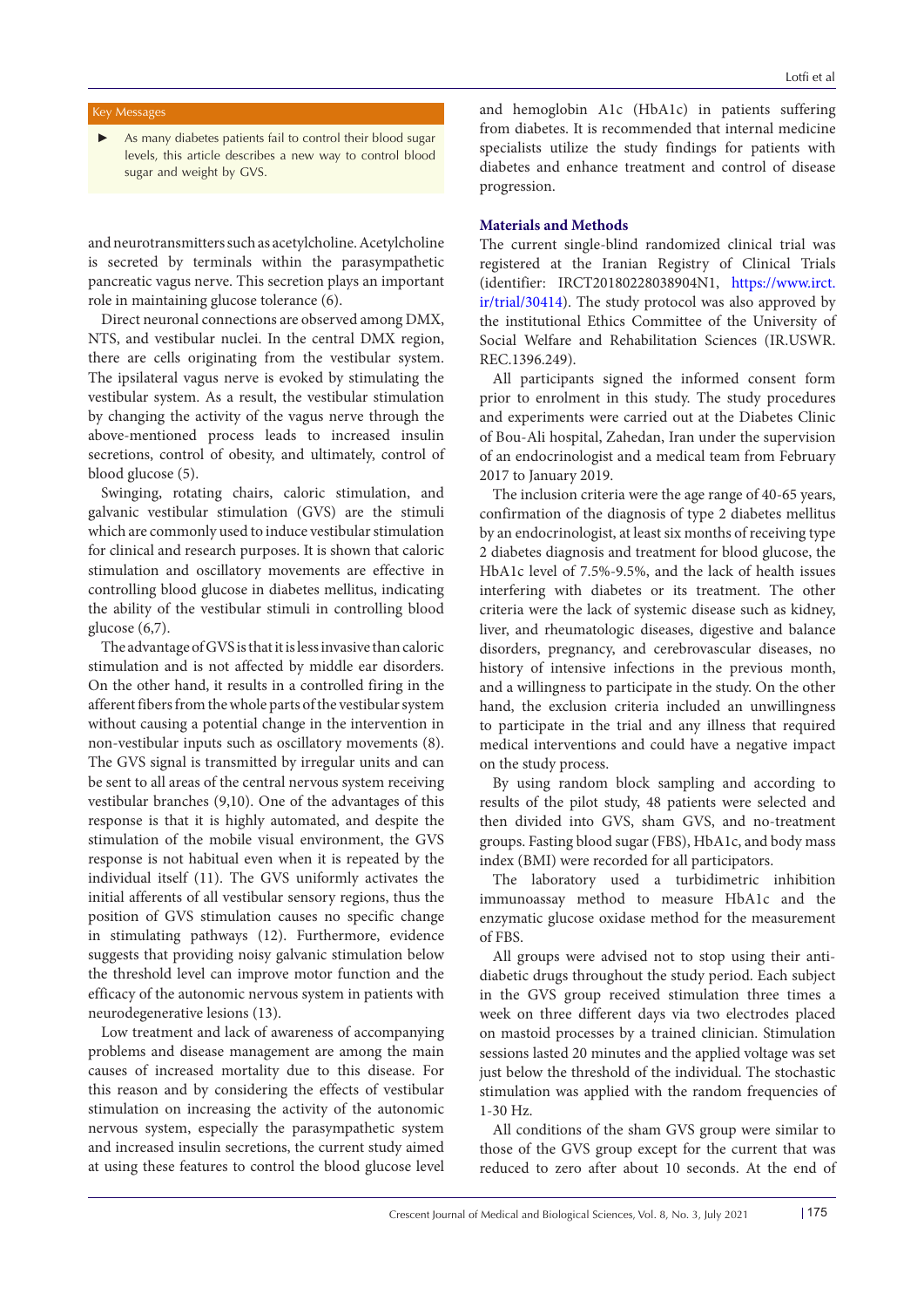Key Messages

- As many diabetes patients fail to control their blood sugar levels, this article describes a new way to control blood sugar and weight by GVS.

and neurotransmitters such as acetylcholine. Acetylcholine is secreted by terminals within the parasympathetic pancreatic vagus nerve. This secretion plays an important role in maintaining glucose tolerance (6).

Direct neuronal connections are observed among DMX, NTS, and vestibular nuclei. In the central DMX region, there are cells originating from the vestibular system. The ipsilateral vagus nerve is evoked by stimulating the vestibular system. As a result, the vestibular stimulation by changing the activity of the vagus nerve through the above-mentioned process leads to increased insulin secretions, control of obesity, and ultimately, control of blood glucose (5).

Swinging, rotating chairs, caloric stimulation, and galvanic vestibular stimulation (GVS) are the stimuli which are commonly used to induce vestibular stimulation for clinical and research purposes. It is shown that caloric stimulation and oscillatory movements are effective in controlling blood glucose in diabetes mellitus, indicating the ability of the vestibular stimuli in controlling blood glucose (6,7).

The advantage of GVS is that it is less invasive than caloric stimulation and is not affected by middle ear disorders. On the other hand, it results in a controlled firing in the afferent fibers from the whole parts of the vestibular system without causing a potential change in the intervention in non-vestibular inputs such as oscillatory movements (8). The GVS signal is transmitted by irregular units and can be sent to all areas of the central nervous system receiving vestibular branches (9,10). One of the advantages of this response is that it is highly automated, and despite the stimulation of the mobile visual environment, the GVS response is not habitual even when it is repeated by the individual itself (11). The GVS uniformly activates the initial afferents of all vestibular sensory regions, thus the position of GVS stimulation causes no specific change in stimulating pathways (12). Furthermore, evidence suggests that providing noisy galvanic stimulation below the threshold level can improve motor function and the efficacy of the autonomic nervous system in patients with neurodegenerative lesions (13).

Low treatment and lack of awareness of accompanying problems and disease management are among the main causes of increased mortality due to this disease. For this reason and by considering the effects of vestibular stimulation on increasing the activity of the autonomic nervous system, especially the parasympathetic system and increased insulin secretions, the current study aimed at using these features to control the blood glucose level and hemoglobin A1c (HbA1c) in patients suffering from diabetes. It is recommended that internal medicine specialists utilize the study findings for patients with diabetes and enhance treatment and control of disease progression.

## Materials and Methods

The current single-blind randomized clinical trial was registered at the Iranian Registry of Clinical Trials (identifier: IRCT20180228038904N1, https://www.irct.ir/trial/30414). The study protocol was also approved by the institutional Ethics Committee of the University of Social Welfare and Rehabilitation Sciences (IR.USWR.REC.1396.249).

All participants signed the informed consent form prior to enrolment in this study. The study procedures and experiments were carried out at the Diabetes Clinic of Bou-Ali hospital, Zahedan, Iran under the supervision of an endocrinologist and a medical team from February 2017 to January 2019.

The inclusion criteria were the age range of 40-65 years, confirmation of the diagnosis of type 2 diabetes mellitus by an endocrinologist, at least six months of receiving type 2 diabetes diagnosis and treatment for blood glucose, the HbA1c level of 7.5%-9.5%, and the lack of health issues interfering with diabetes or its treatment. The other criteria were the lack of systemic disease such as kidney, liver, and rheumatologic diseases, digestive and balance disorders, pregnancy, and cerebrovascular diseases, no history of intensive infections in the previous month, and a willingness to participate in the study. On the other hand, the exclusion criteria included an unwillingness to participate in the trial and any illness that required medical interventions and could have a negative impact on the study process.

By using random block sampling and according to results of the pilot study, 48 patients were selected and then divided into GVS, sham GVS, and no-treatment groups. Fasting blood sugar (FBS), HbA1c, and body mass index (BMI) were recorded for all participants.

The laboratory used a turbidimetric inhibition immunoassay method to measure HbA1c and the enzymatic glucose oxidase method for the measurement of FBS.

All groups were advised not to stop using their anti-diabetic drugs throughout the study period. Each subject in the GVS group received stimulation three times a week on three different days via two electrodes placed on mastoid processes by a trained clinician. Stimulation sessions lasted 20 minutes and the applied voltage was set just below the threshold of the individual. The stochastic stimulation was applied with the random frequencies of 1-30 Hz.

All conditions of the sham GVS group were similar to those of the GVS group except for the current that was reduced to zero after about 10 seconds. At the end of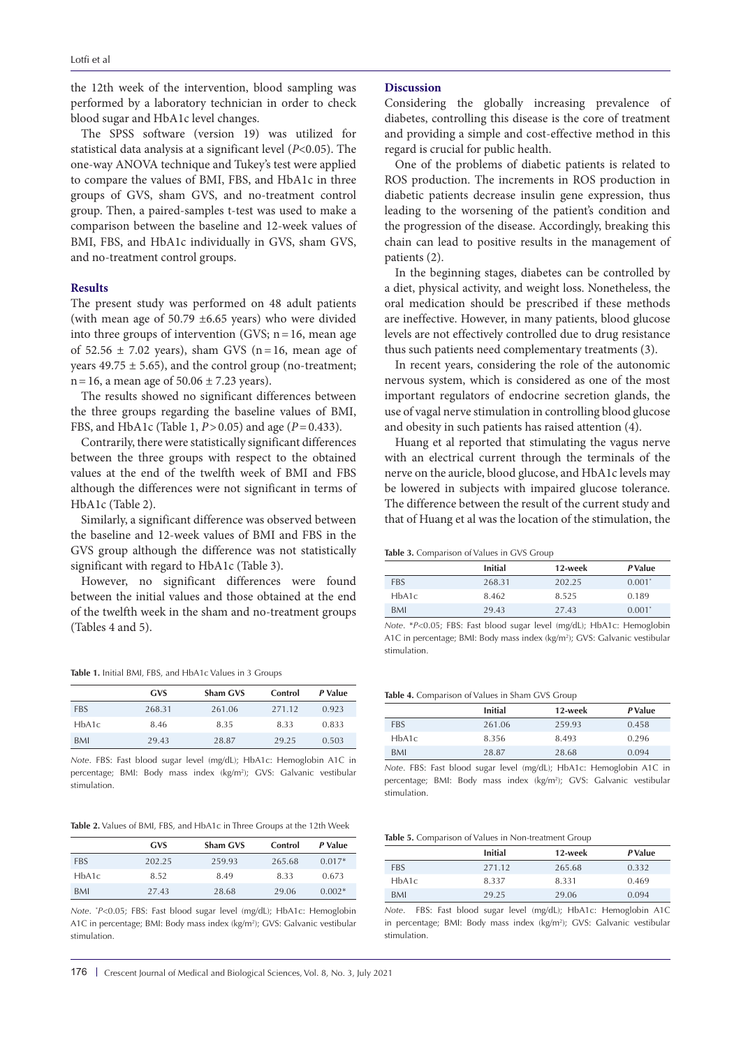the 12th week of the intervention, blood sampling was performed by a laboratory technician in order to check blood sugar and HbA1c level changes.

The SPSS software (version 19) was utilized for statistical data analysis at a significant level (*P*<0.05). The one-way ANOVA technique and Tukey's test were applied to compare the values of BMI, FBS, and HbA1c in three groups of GVS, sham GVS, and no-treatment control group. Then, a paired-samples t-test was used to make a comparison between the baseline and 12-week values of BMI, FBS, and HbA1c individually in GVS, sham GVS, and no-treatment control groups.

## Results

The present study was performed on 48 adult patients (with mean age of 50.79 ±6.65 years) who were divided into three groups of intervention (GVS; n = 16, mean age of 52.56 ± 7.02 years), sham GVS (n = 16, mean age of years 49.75 ± 5.65), and the control group (no-treatment; n = 16, a mean age of 50.06 ± 7.23 years).

The results showed no significant differences between the three groups regarding the baseline values of BMI, FBS, and HbA1c (Table 1, *P* > 0.05) and age (*P* = 0.433).

Contrarily, there were statistically significant differences between the three groups with respect to the obtained values at the end of the twelfth week of BMI and FBS although the differences were not significant in terms of HbA1c (Table 2).

Similarly, a significant difference was observed between the baseline and 12-week values of BMI and FBS in the GVS group although the difference was not statistically significant with regard to HbA1c (Table 3).

However, no significant differences were found between the initial values and those obtained at the end of the twelfth week in the sham and no-treatment groups (Tables 4 and 5).

**Table 1.** Initial BMI, FBS, and HbA1c Values in 3 Groups

| | GVS | Sham GVS | Control | *P* Value |
|---|---|---|---|---|
| FBS | 268.31 | 261.06 | 271.12 | 0.923 |
| HbA1c | 8.46 | 8.35 | 8.33 | 0.833 |
| BMI | 29.43 | 28.87 | 29.25 | 0.503 |

*Note*. FBS: Fast blood sugar level (mg/dL); HbA1c: Hemoglobin A1C in percentage; BMI: Body mass index (kg/m²); GVS: Galvanic vestibular stimulation.

**Table 2.** Values of BMI, FBS, and HbA1c in Three Groups at the 12th Week

| | GVS | Sham GVS | Control | *P* Value |
|---|---|---|---|---|
| FBS | 202.25 | 259.93 | 265.68 | 0.017* |
| HbA1c | 8.52 | 8.49 | 8.33 | 0.673 |
| BMI | 27.43 | 28.68 | 29.06 | 0.002* |

*Note*. *P<0.05; FBS: Fast blood sugar level (mg/dL); HbA1c: Hemoglobin A1C in percentage; BMI: Body mass index (kg/m²); GVS: Galvanic vestibular stimulation.

## Discussion

Considering the globally increasing prevalence of diabetes, controlling this disease is the core of treatment and providing a simple and cost-effective method in this regard is crucial for public health.

One of the problems of diabetic patients is related to ROS production. The increments in ROS production in diabetic patients decrease insulin gene expression, thus leading to the worsening of the patient's condition and the progression of the disease. Accordingly, breaking this chain can lead to positive results in the management of patients (2).

In the beginning stages, diabetes can be controlled by a diet, physical activity, and weight loss. Nonetheless, the oral medication should be prescribed if these methods are ineffective. However, in many patients, blood glucose levels are not effectively controlled due to drug resistance thus such patients need complementary treatments (3).

In recent years, considering the role of the autonomic nervous system, which is considered as one of the most important regulators of endocrine secretion glands, the use of vagal nerve stimulation in controlling blood glucose and obesity in such patients has raised attention (4).

Huang et al reported that stimulating the vagus nerve with an electrical current through the terminals of the nerve on the auricle, blood glucose, and HbA1c levels may be lowered in subjects with impaired glucose tolerance. The difference between the result of the current study and that of Huang et al was the location of the stimulation, the

**Table 3.** Comparison of Values in GVS Group

| | Initial | 12-week | *P* Value |
|---|---|---|---|
| FBS | 268.31 | 202.25 | 0.001* |
| HbA1c | 8.462 | 8.525 | 0.189 |
| BMI | 29.43 | 27.43 | 0.001* |

*Note*. *P<0.05; FBS: Fast blood sugar level (mg/dL); HbA1c: Hemoglobin A1C in percentage; BMI: Body mass index (kg/m²); GVS: Galvanic vestibular stimulation.

**Table 4.** Comparison of Values in Sham GVS Group

| | Initial | 12-week | *P* Value |
|---|---|---|---|
| FBS | 261.06 | 259.93 | 0.458 |
| HbA1c | 8.356 | 8.493 | 0.296 |
| BMI | 28.87 | 28.68 | 0.094 |

*Note*. FBS: Fast blood sugar level (mg/dL); HbA1c: Hemoglobin A1C in percentage; BMI: Body mass index (kg/m²); GVS: Galvanic vestibular stimulation.

**Table 5.** Comparison of Values in Non-treatment Group

| | Initial | 12-week | *P* Value |
|---|---|---|---|
| FBS | 271.12 | 265.68 | 0.332 |
| HbA1c | 8.337 | 8.331 | 0.469 |
| BMI | 29.25 | 29.06 | 0.094 |

*Note*. FBS: Fast blood sugar level (mg/dL); HbA1c: Hemoglobin A1C in percentage; BMI: Body mass index (kg/m²); GVS: Galvanic vestibular stimulation.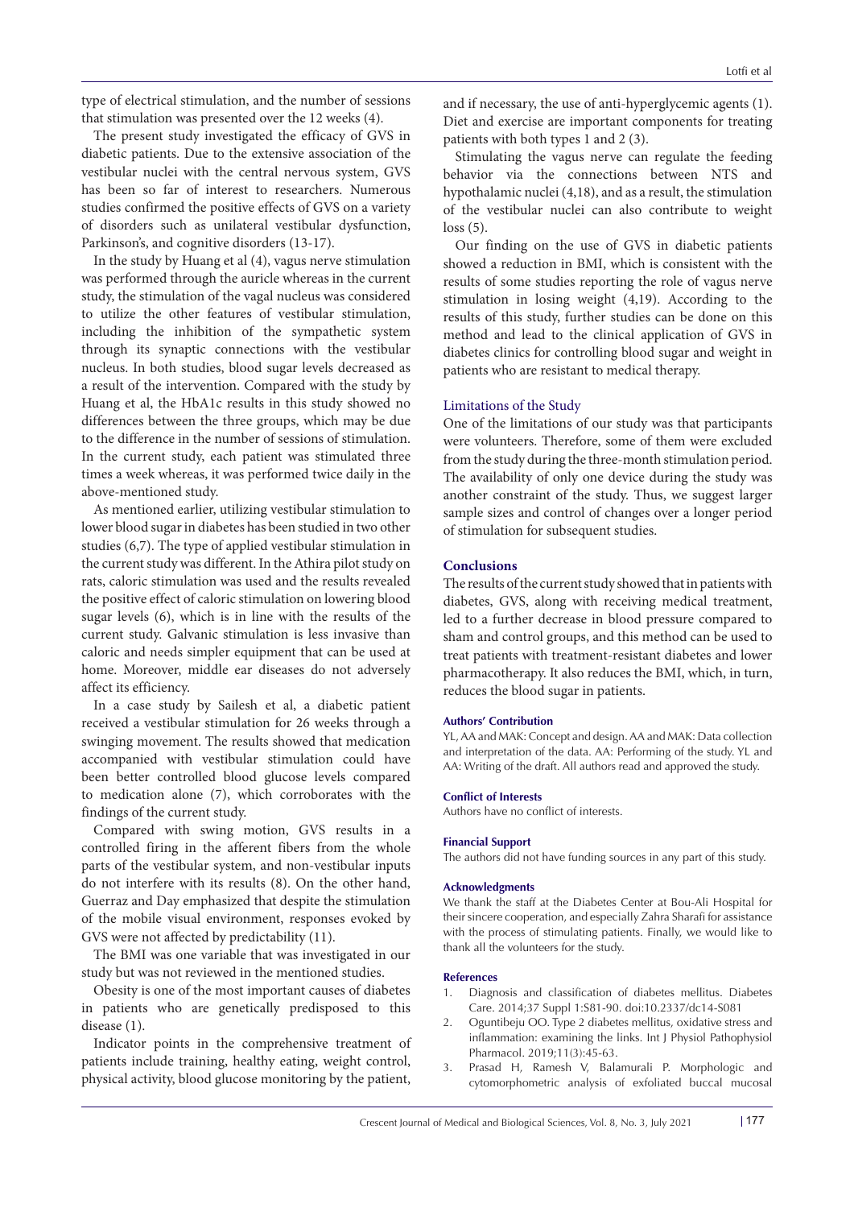type of electrical stimulation, and the number of sessions that stimulation was presented over the 12 weeks (4).

The present study investigated the efficacy of GVS in diabetic patients. Due to the extensive association of the vestibular nuclei with the central nervous system, GVS has been so far of interest to researchers. Numerous studies confirmed the positive effects of GVS on a variety of disorders such as unilateral vestibular dysfunction, Parkinson's, and cognitive disorders (13-17).

In the study by Huang et al (4), vagus nerve stimulation was performed through the auricle whereas in the current study, the stimulation of the vagal nucleus was considered to utilize the other features of vestibular stimulation, including the inhibition of the sympathetic system through its synaptic connections with the vestibular nucleus. In both studies, blood sugar levels decreased as a result of the intervention. Compared with the study by Huang et al, the HbA1c results in this study showed no differences between the three groups, which may be due to the difference in the number of sessions of stimulation. In the current study, each patient was stimulated three times a week whereas, it was performed twice daily in the above-mentioned study.

As mentioned earlier, utilizing vestibular stimulation to lower blood sugar in diabetes has been studied in two other studies (6,7). The type of applied vestibular stimulation in the current study was different. In the Athira pilot study on rats, caloric stimulation was used and the results revealed the positive effect of caloric stimulation on lowering blood sugar levels (6), which is in line with the results of the current study. Galvanic stimulation is less invasive than caloric and needs simpler equipment that can be used at home. Moreover, middle ear diseases do not adversely affect its efficiency.

In a case study by Sailesh et al, a diabetic patient received a vestibular stimulation for 26 weeks through a swinging movement. The results showed that medication accompanied with vestibular stimulation could have been better controlled blood glucose levels compared to medication alone (7), which corroborates with the findings of the current study.

Compared with swing motion, GVS results in a controlled firing in the afferent fibers from the whole parts of the vestibular system, and non-vestibular inputs do not interfere with its results (8). On the other hand, Guerraz and Day emphasized that despite the stimulation of the mobile visual environment, responses evoked by GVS were not affected by predictability (11).

The BMI was one variable that was investigated in our study but was not reviewed in the mentioned studies.

Obesity is one of the most important causes of diabetes in patients who are genetically predisposed to this disease (1).

Indicator points in the comprehensive treatment of patients include training, healthy eating, weight control, physical activity, blood glucose monitoring by the patient, and if necessary, the use of anti-hyperglycemic agents (1). Diet and exercise are important components for treating patients with both types 1 and 2 (3).

Stimulating the vagus nerve can regulate the feeding behavior via the connections between NTS and hypothalamic nuclei (4,18), and as a result, the stimulation of the vestibular nuclei can also contribute to weight loss (5).

Our finding on the use of GVS in diabetic patients showed a reduction in BMI, which is consistent with the results of some studies reporting the role of vagus nerve stimulation in losing weight (4,19). According to the results of this study, further studies can be done on this method and lead to the clinical application of GVS in diabetes clinics for controlling blood sugar and weight in patients who are resistant to medical therapy.

### Limitations of the Study

One of the limitations of our study was that participants were volunteers. Therefore, some of them were excluded from the study during the three-month stimulation period. The availability of only one device during the study was another constraint of the study. Thus, we suggest larger sample sizes and control of changes over a longer period of stimulation for subsequent studies.

## Conclusions

The results of the current study showed that in patients with diabetes, GVS, along with receiving medical treatment, led to a further decrease in blood pressure compared to sham and control groups, and this method can be used to treat patients with treatment-resistant diabetes and lower pharmacotherapy. It also reduces the BMI, which, in turn, reduces the blood sugar in patients.

#### Authors' Contribution

YL, AA and MAK: Concept and design. AA and MAK: Data collection and interpretation of the data. AA: Performing of the study. YL and AA: Writing of the draft. All authors read and approved the study.

#### Conflict of Interests

Authors have no conflict of interests.

#### Financial Support

The authors did not have funding sources in any part of this study.

#### Acknowledgments

We thank the staff at the Diabetes Center at Bou-Ali Hospital for their sincere cooperation, and especially Zahra Sharafi for assistance with the process of stimulating patients. Finally, we would like to thank all the volunteers for the study.

#### References

1. Diagnosis and classification of diabetes mellitus. Diabetes Care. 2014;37 Suppl 1:S81-90. doi:10.2337/dc14-S081
2. Oguntibeju OO. Type 2 diabetes mellitus, oxidative stress and inflammation: examining the links. Int J Physiol Pathophysiol Pharmacol. 2019;11(3):45-63.
3. Prasad H, Ramesh V, Balamurali P. Morphologic and cytomorphometric analysis of exfoliated buccal mucosal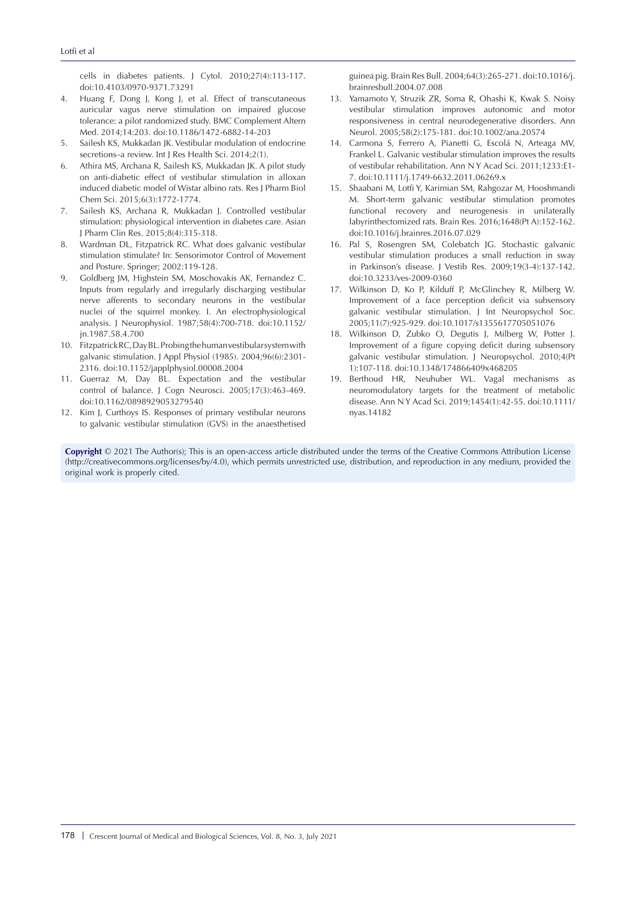cells in diabetes patients. J Cytol. 2010;27(4):113-117. doi:10.4103/0970-9371.73291

4. Huang F, Dong J, Kong J, et al. Effect of transcutaneous auricular vagus nerve stimulation on impaired glucose tolerance: a pilot randomized study. BMC Complement Altern Med. 2014;14:203. doi:10.1186/1472-6882-14-203
5. Sailesh KS, Mukkadan JK. Vestibular modulation of endocrine secretions–a review. Int J Res Health Sci. 2014;2(1).
6. Athira MS, Archana R, Sailesh KS, Mukkadan JK. A pilot study on anti-diabetic effect of vestibular stimulation in alloxan induced diabetic model of Wistar albino rats. Res J Pharm Biol Chem Sci. 2015;6(3):1772-1774.
7. Sailesh KS, Archana R, Mukkadan J. Controlled vestibular stimulation: physiological intervention in diabetes care. Asian J Pharm Clin Res. 2015;8(4):315-318.
8. Wardman DL, Fitzpatrick RC. What does galvanic vestibular stimulation stimulate? In: Sensorimotor Control of Movement and Posture. Springer; 2002:119-128.
9. Goldberg JM, Highstein SM, Moschovakis AK, Fernandez C. Inputs from regularly and irregularly discharging vestibular nerve afferents to secondary neurons in the vestibular nuclei of the squirrel monkey. I. An electrophysiological analysis. J Neurophysiol. 1987;58(4):700-718. doi:10.1152/jn.1987.58.4.700
10. Fitzpatrick RC, Day BL. Probing the human vestibular system with galvanic stimulation. J Appl Physiol (1985). 2004;96(6):2301-2316. doi:10.1152/japplphysiol.00008.2004
11. Guerraz M, Day BL. Expectation and the vestibular control of balance. J Cogn Neurosci. 2005;17(3):463-469. doi:10.1162/0898929053279540
12. Kim J, Curthoys IS. Responses of primary vestibular neurons to galvanic vestibular stimulation (GVS) in the anaesthetised guinea pig. Brain Res Bull. 2004;64(3):265-271. doi:10.1016/j.brainresbull.2004.07.008
13. Yamamoto Y, Struzik ZR, Soma R, Ohashi K, Kwak S. Noisy vestibular stimulation improves autonomic and motor responsiveness in central neurodegenerative disorders. Ann Neurol. 2005;58(2):175-181. doi:10.1002/ana.20574
14. Carmona S, Ferrero A, Pianetti G, Escolá N, Arteaga MV, Frankel L. Galvanic vestibular stimulation improves the results of vestibular rehabilitation. Ann N Y Acad Sci. 2011;1233:E1-7. doi:10.1111/j.1749-6632.2011.06269.x
15. Shaabani M, Lotfi Y, Karimian SM, Rahgozar M, Hooshmandi M. Short-term galvanic vestibular stimulation promotes functional recovery and neurogenesis in unilaterally labyrinthectomized rats. Brain Res. 2016;1648(Pt A):152-162. doi:10.1016/j.brainres.2016.07.029
16. Pal S, Rosengren SM, Colebatch JG. Stochastic galvanic vestibular stimulation produces a small reduction in sway in Parkinson's disease. J Vestib Res. 2009;19(3-4):137-142. doi:10.3233/ves-2009-0360
17. Wilkinson D, Ko P, Kilduff P, McGlinchey R, Milberg W. Improvement of a face perception deficit via subsensory galvanic vestibular stimulation. J Int Neuropsychol Soc. 2005;11(7):925-929. doi:10.1017/s1355617705051076
18. Wilkinson D, Zubko O, Degutis J, Milberg W, Potter J. Improvement of a figure copying deficit during subsensory galvanic vestibular stimulation. J Neuropsychol. 2010;4(Pt 1):107-118. doi:10.1348/174866409x468205
19. Berthoud HR, Neuhuber WL. Vagal mechanisms as neuromodulatory targets for the treatment of metabolic disease. Ann N Y Acad Sci. 2019;1454(1):42-55. doi:10.1111/nyas.14182

**Copyright** © 2021 The Author(s); This is an open-access article distributed under the terms of the Creative Commons Attribution License (http://creativecommons.org/licenses/by/4.0), which permits unrestricted use, distribution, and reproduction in any medium, provided the original work is properly cited.